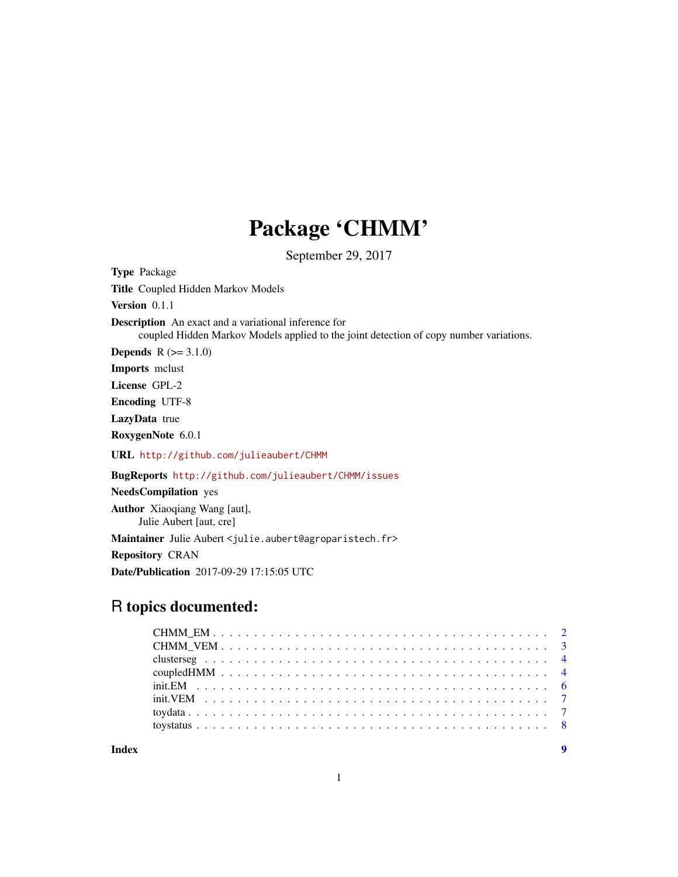# Package 'CHMM'

September 29, 2017

**Type** Package

**Title** Coupled Hidden Markov Models

**Version** 0.1.1

**Description** An exact and a variational inference for coupled Hidden Markov Models applied to the joint detection of copy number variations.

**Depends** R (>= 3.1.0)

**Imports** mclust

**License** GPL-2

**Encoding** UTF-8

**LazyData** true

**RoxygenNote** 6.0.1

**URL** http://github.com/julieaubert/CHMM

**BugReports** http://github.com/julieaubert/CHMM/issues

**NeedsCompilation** yes

**Author** Xiaoqiang Wang [aut], Julie Aubert [aut, cre]

**Maintainer** Julie Aubert <julie.aubert@agroparistech.fr>

**Repository** CRAN

**Date/Publication** 2017-09-29 17:15:05 UTC

## R topics documented:

| | |
|---|---|
| CHMM_EM | 2 |
| CHMM_VEM | 3 |
| clusterseg | 4 |
| coupledHMM | 4 |
| init.EM | 6 |
| init.VEM | 7 |
| toydata | 7 |
| toystatus | 8 |
| **Index** | **9** |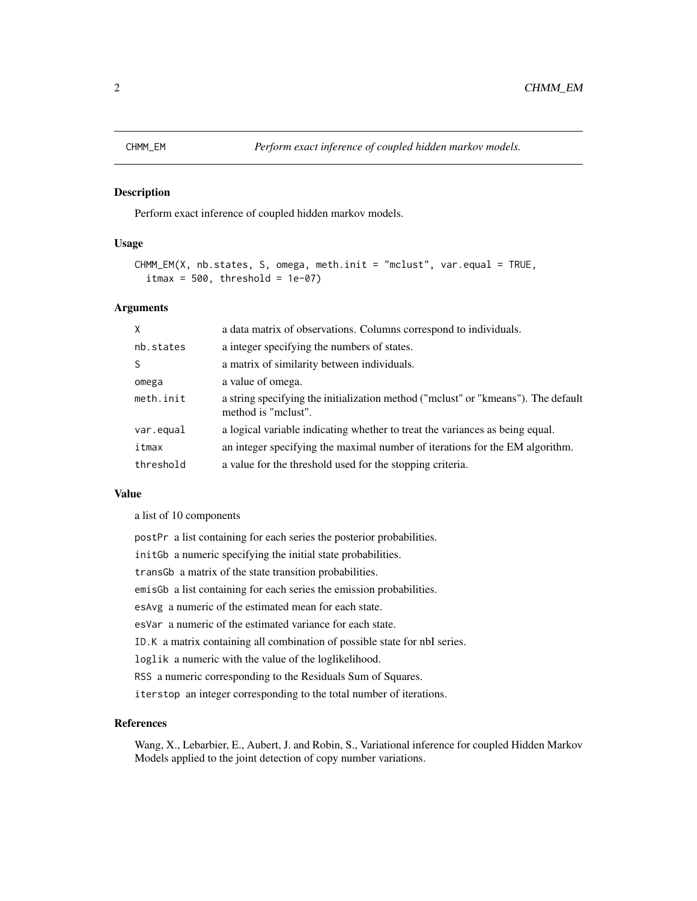CHMM_EM *Perform exact inference of coupled hidden markov models.*

## Description

Perform exact inference of coupled hidden markov models.

## Usage

```
CHMM_EM(X, nb.states, S, omega, meth.init = "mclust", var.equal = TRUE,
  itmax = 500, threshold = 1e-07)
```

## Arguments

| | |
|---|---|
| X | a data matrix of observations. Columns correspond to individuals. |
| nb.states | a integer specifying the numbers of states. |
| S | a matrix of similarity between individuals. |
| omega | a value of omega. |
| meth.init | a string specifying the initialization method ("mclust" or "kmeans"). The default method is "mclust". |
| var.equal | a logical variable indicating whether to treat the variances as being equal. |
| itmax | an integer specifying the maximal number of iterations for the EM algorithm. |
| threshold | a value for the threshold used for the stopping criteria. |

## Value

a list of 10 components

postPr a list containing for each series the posterior probabilities.

initGb a numeric specifying the initial state probabilities.

transGb a matrix of the state transition probabilities.

emisGb a list containing for each series the emission probabilities.

esAvg a numeric of the estimated mean for each state.

esVar a numeric of the estimated variance for each state.

ID.K a matrix containing all combination of possible state for nbI series.

loglik a numeric with the value of the loglikelihood.

RSS a numeric corresponding to the Residuals Sum of Squares.

iterstop an integer corresponding to the total number of iterations.

## References

Wang, X., Lebarbier, E., Aubert, J. and Robin, S., Variational inference for coupled Hidden Markov Models applied to the joint detection of copy number variations.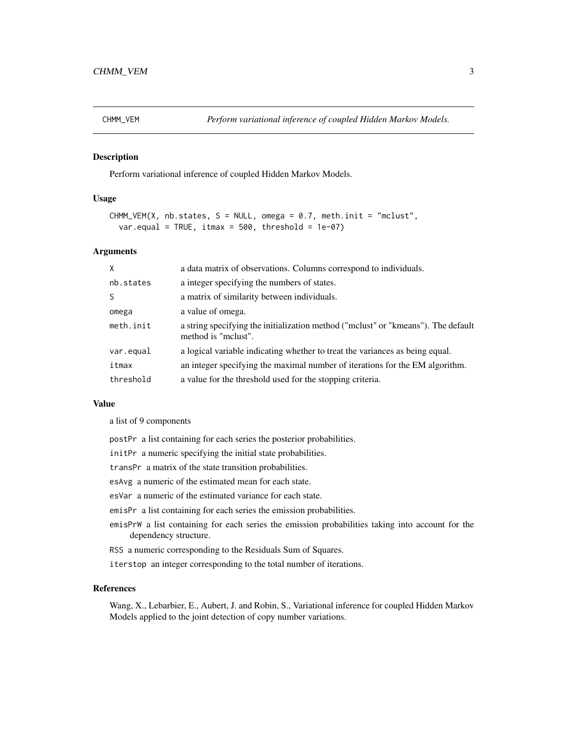## CHMM_VEM — *Perform variational inference of coupled Hidden Markov Models.*

### Description

Perform variational inference of coupled Hidden Markov Models.

### Usage

```
CHMM_VEM(X, nb.states, S = NULL, omega = 0.7, meth.init = "mclust",
  var.equal = TRUE, itmax = 500, threshold = 1e-07)
```

### Arguments

| | |
|---|---|
| X | a data matrix of observations. Columns correspond to individuals. |
| nb.states | a integer specifying the numbers of states. |
| S | a matrix of similarity between individuals. |
| omega | a value of omega. |
| meth.init | a string specifying the initialization method ("mclust" or "kmeans"). The default method is "mclust". |
| var.equal | a logical variable indicating whether to treat the variances as being equal. |
| itmax | an integer specifying the maximal number of iterations for the EM algorithm. |
| threshold | a value for the threshold used for the stopping criteria. |

### Value

a list of 9 components

- `postPr` a list containing for each series the posterior probabilities.
- `initPr` a numeric specifying the initial state probabilities.
- `transPr` a matrix of the state transition probabilities.
- `esAvg` a numeric of the estimated mean for each state.
- `esVar` a numeric of the estimated variance for each state.
- `emisPr` a list containing for each series the emission probabilities.
- `emisPrW` a list containing for each series the emission probabilities taking into account for the dependency structure.
- `RSS` a numeric corresponding to the Residuals Sum of Squares.
- `iterstop` an integer corresponding to the total number of iterations.

### References

Wang, X., Lebarbier, E., Aubert, J. and Robin, S., Variational inference for coupled Hidden Markov Models applied to the joint detection of copy number variations.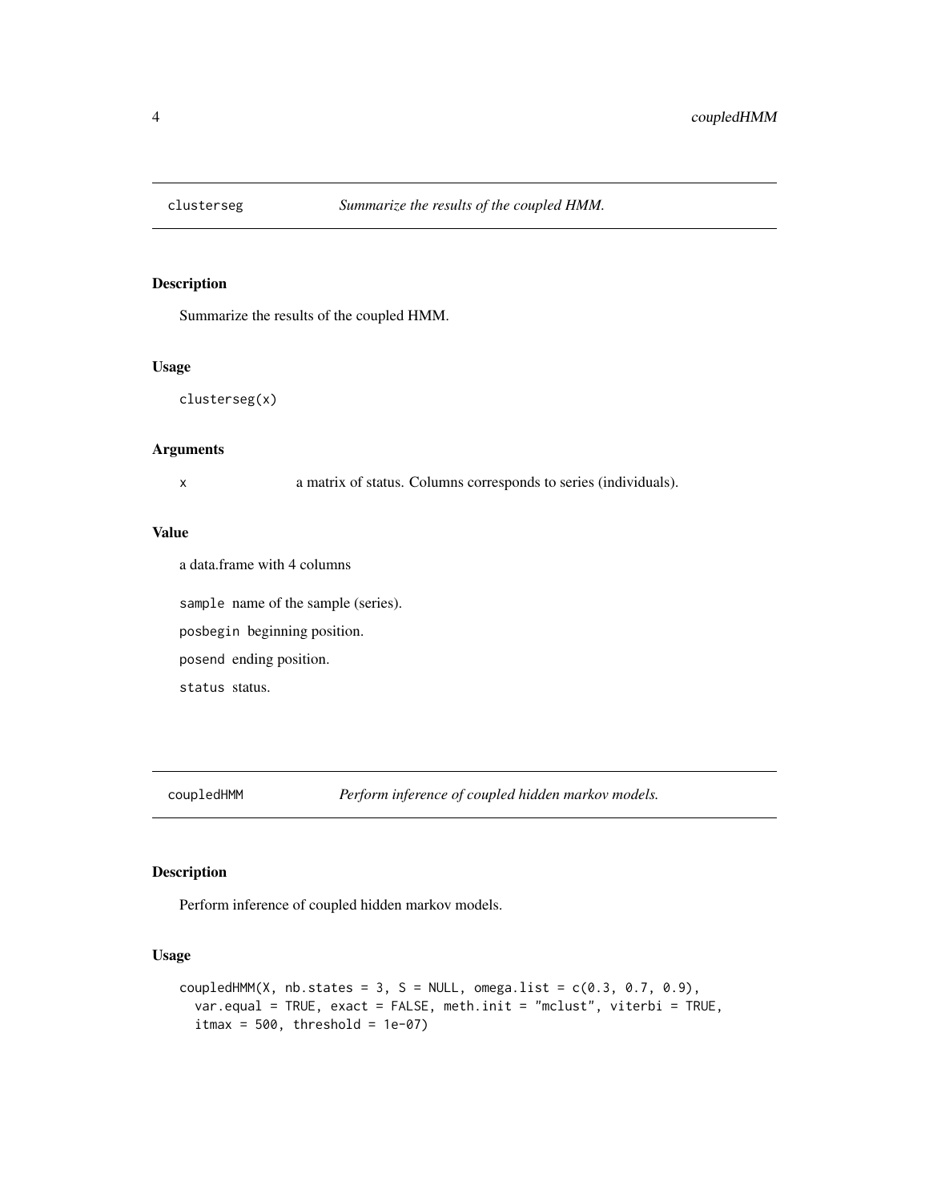## clusterseg *Summarize the results of the coupled HMM.*

### Description

Summarize the results of the coupled HMM.

### Usage

```
clusterseg(x)
```

### Arguments

| | |
|---|---|
| x | a matrix of status. Columns corresponds to series (individuals). |

### Value

a data.frame with 4 columns

`sample` name of the sample (series).

`posbegin` beginning position.

`posend` ending position.

`status` status.

## coupledHMM *Perform inference of coupled hidden markov models.*

### Description

Perform inference of coupled hidden markov models.

### Usage

```
coupledHMM(X, nb.states = 3, S = NULL, omega.list = c(0.3, 0.7, 0.9),
  var.equal = TRUE, exact = FALSE, meth.init = "mclust", viterbi = TRUE,
  itmax = 500, threshold = 1e-07)
```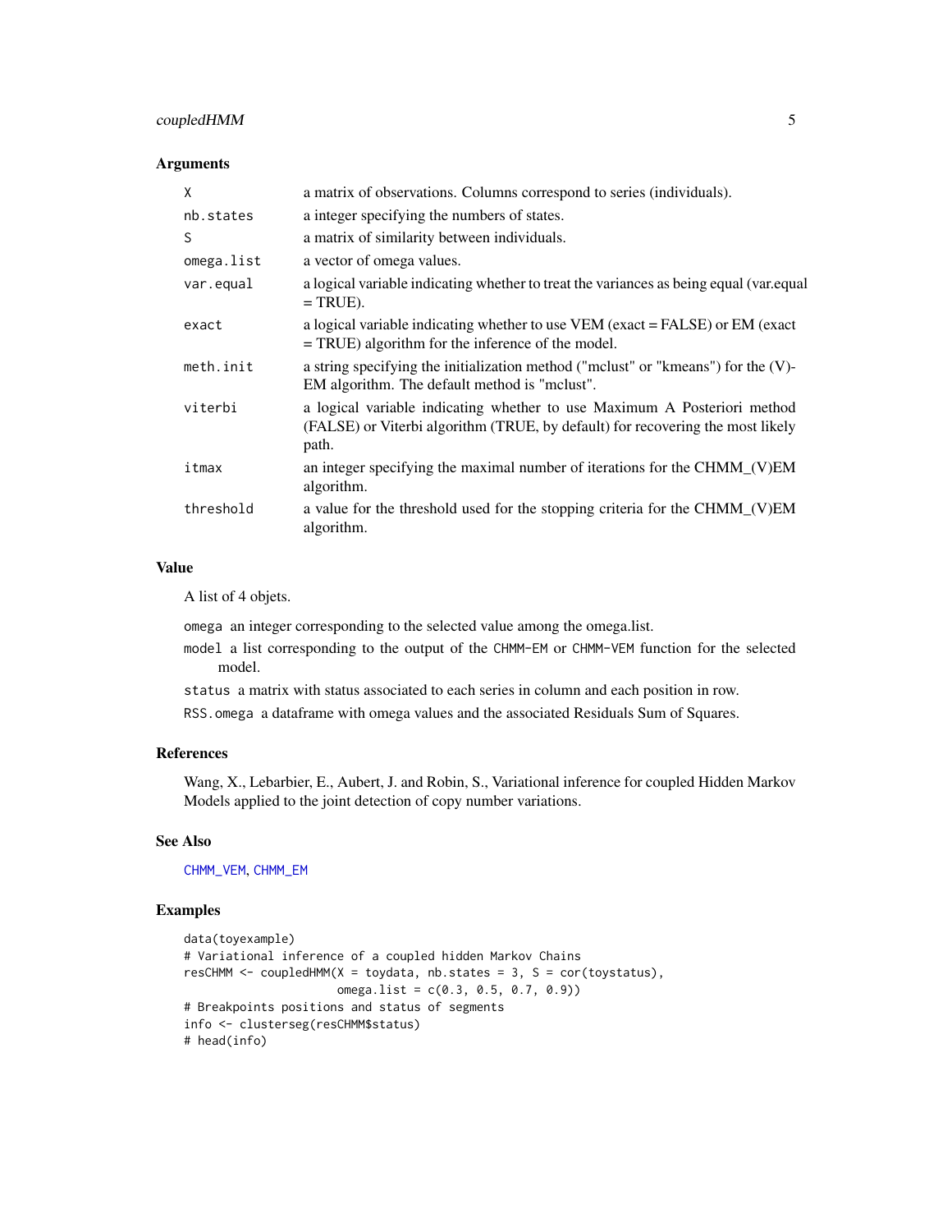## Arguments

| | |
|---|---|
| `X` | a matrix of observations. Columns correspond to series (individuals). |
| `nb.states` | a integer specifying the numbers of states. |
| `S` | a matrix of similarity between individuals. |
| `omega.list` | a vector of omega values. |
| `var.equal` | a logical variable indicating whether to treat the variances as being equal (var.equal = TRUE). |
| `exact` | a logical variable indicating whether to use VEM (exact = FALSE) or EM (exact = TRUE) algorithm for the inference of the model. |
| `meth.init` | a string specifying the initialization method ("mclust" or "kmeans") for the (V)-EM algorithm. The default method is "mclust". |
| `viterbi` | a logical variable indicating whether to use Maximum A Posteriori method (FALSE) or Viterbi algorithm (TRUE, by default) for recovering the most likely path. |
| `itmax` | an integer specifying the maximal number of iterations for the CHMM_(V)EM algorithm. |
| `threshold` | a value for the threshold used for the stopping criteria for the CHMM_(V)EM algorithm. |

## Value

A list of 4 objets.

- `omega` an integer corresponding to the selected value among the omega.list.
- `model` a list corresponding to the output of the `CHMM-EM` or `CHMM-VEM` function for the selected model.
- `status` a matrix with status associated to each series in column and each position in row.
- `RSS.omega` a dataframe with omega values and the associated Residuals Sum of Squares.

## References

Wang, X., Lebarbier, E., Aubert, J. and Robin, S., Variational inference for coupled Hidden Markov Models applied to the joint detection of copy number variations.

## See Also

`CHMM_VEM`, `CHMM_EM`

## Examples

```
data(toyexample)
# Variational inference of a coupled hidden Markov Chains
resCHMM <- coupledHMM(X = toydata, nb.states = 3, S = cor(toystatus),
                      omega.list = c(0.3, 0.5, 0.7, 0.9))
# Breakpoints positions and status of segments
info <- clusterseg(resCHMM$status)
# head(info)
```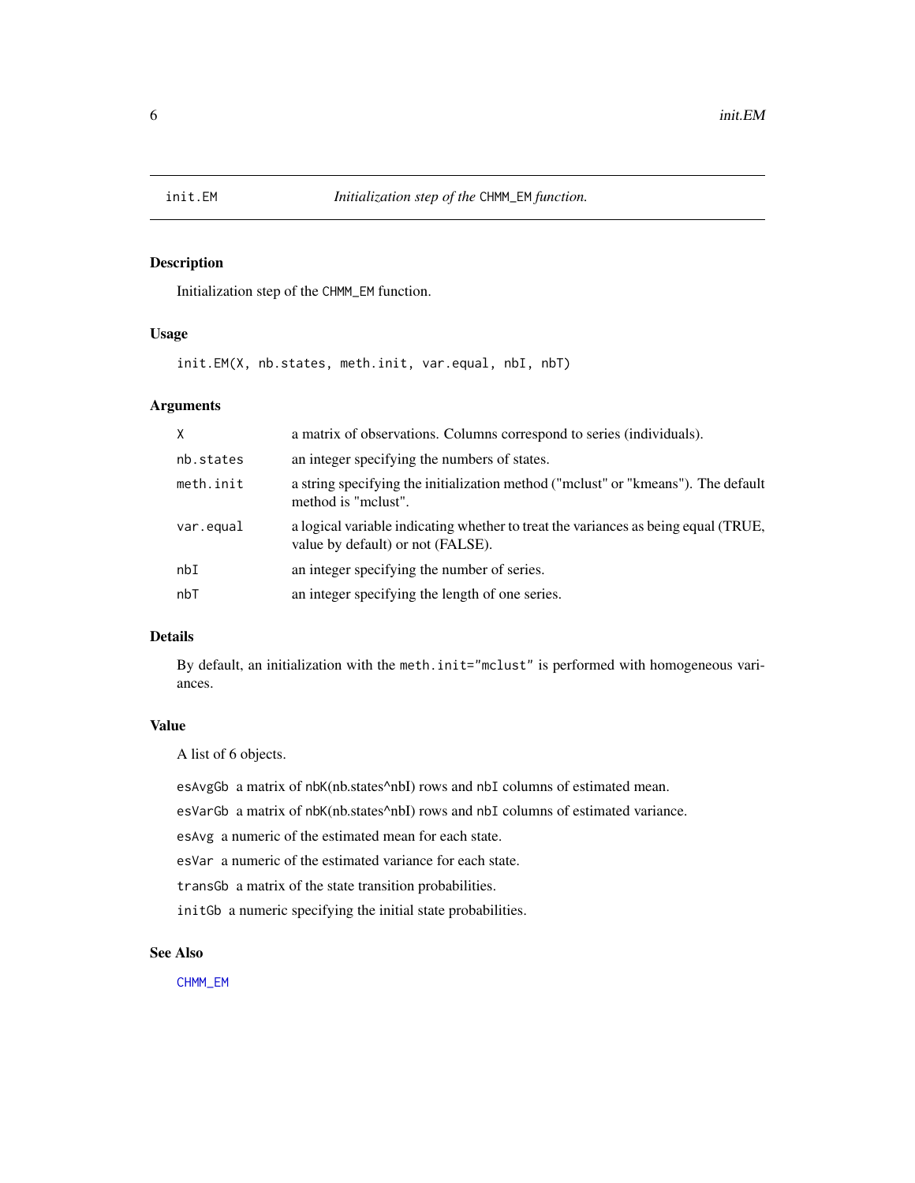# init.EM — *Initialization step of the CHMM_EM function.*

## Description

Initialization step of the CHMM_EM function.

## Usage

```
init.EM(X, nb.states, meth.init, var.equal, nbI, nbT)
```

## Arguments

| | |
|---|---|
| X | a matrix of observations. Columns correspond to series (individuals). |
| nb.states | an integer specifying the numbers of states. |
| meth.init | a string specifying the initialization method ("mclust" or "kmeans"). The default method is "mclust". |
| var.equal | a logical variable indicating whether to treat the variances as being equal (TRUE, value by default) or not (FALSE). |
| nbI | an integer specifying the number of series. |
| nbT | an integer specifying the length of one series. |

## Details

By default, an initialization with the `meth.init="mclust"` is performed with homogeneous variances.

## Value

A list of 6 objects.

`esAvgGb` a matrix of `nbK`(nb.states^nbI) rows and `nbI` columns of estimated mean.

`esVarGb` a matrix of `nbK`(nb.states^nbI) rows and `nbI` columns of estimated variance.

`esAvg` a numeric of the estimated mean for each state.

`esVar` a numeric of the estimated variance for each state.

`transGb` a matrix of the state transition probabilities.

`initGb` a numeric specifying the initial state probabilities.

## See Also

CHMM_EM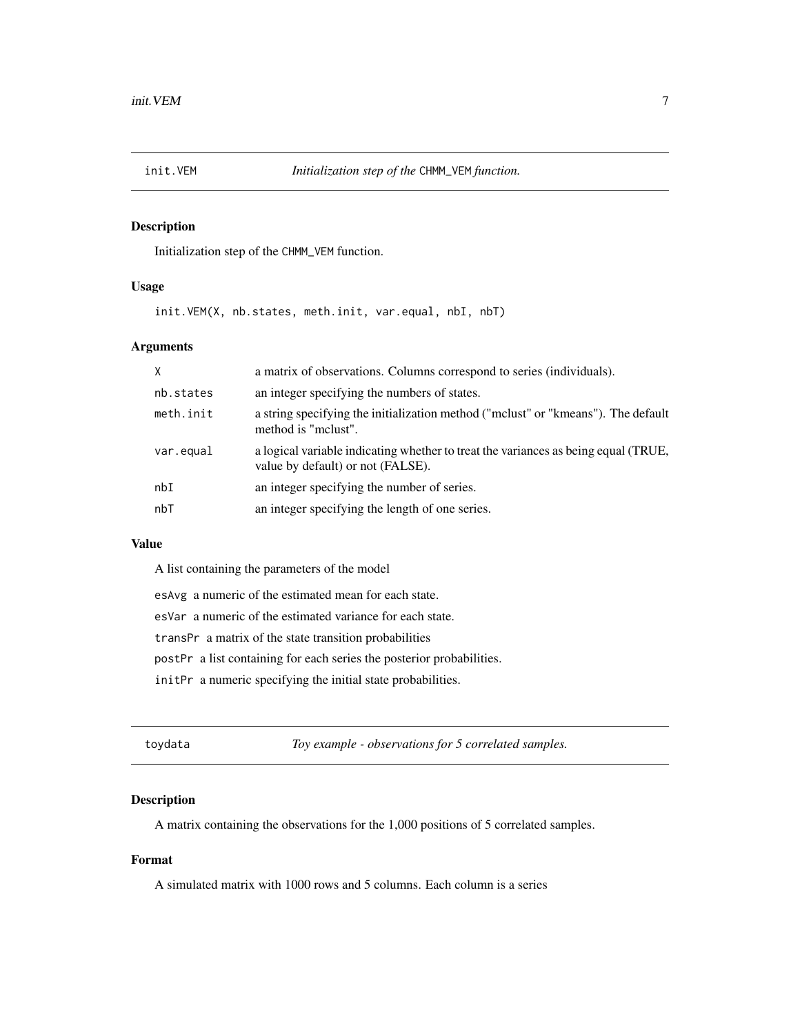## init.VEM — *Initialization step of the* CHMM_VEM *function.*

### Description

Initialization step of the CHMM_VEM function.

### Usage

```
init.VEM(X, nb.states, meth.init, var.equal, nbI, nbT)
```

### Arguments

| | |
|---|---|
| X | a matrix of observations. Columns correspond to series (individuals). |
| nb.states | an integer specifying the numbers of states. |
| meth.init | a string specifying the initialization method ("mclust" or "kmeans"). The default method is "mclust". |
| var.equal | a logical variable indicating whether to treat the variances as being equal (TRUE, value by default) or not (FALSE). |
| nbI | an integer specifying the number of series. |
| nbT | an integer specifying the length of one series. |

### Value

A list containing the parameters of the model

esAvg a numeric of the estimated mean for each state.

esVar a numeric of the estimated variance for each state.

transPr a matrix of the state transition probabilities

postPr a list containing for each series the posterior probabilities.

initPr a numeric specifying the initial state probabilities.

## toydata — *Toy example - observations for 5 correlated samples.*

### Description

A matrix containing the observations for the 1,000 positions of 5 correlated samples.

### Format

A simulated matrix with 1000 rows and 5 columns. Each column is a series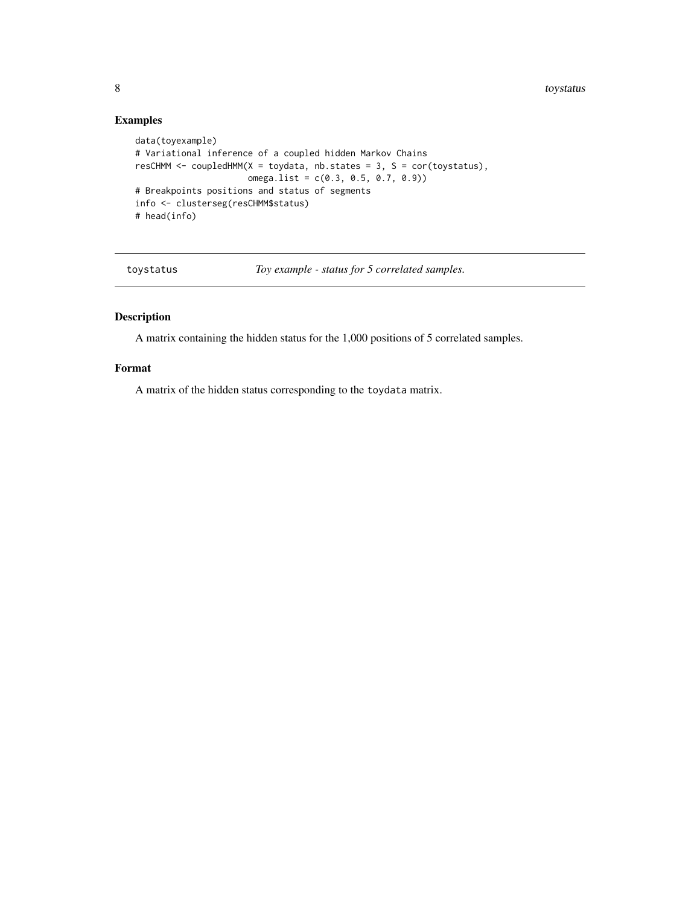## Examples

```
data(toyexample)
# Variational inference of a coupled hidden Markov Chains
resCHMM <- coupledHMM(X = toydata, nb.states = 3, S = cor(toystatus),
                      omega.list = c(0.3, 0.5, 0.7, 0.9))
# Breakpoints positions and status of segments
info <- clusterseg(resCHMM$status)
# head(info)
```

---

# toystatus — *Toy example - status for 5 correlated samples.*

---

## Description

A matrix containing the hidden status for the 1,000 positions of 5 correlated samples.

## Format

A matrix of the hidden status corresponding to the `toydata` matrix.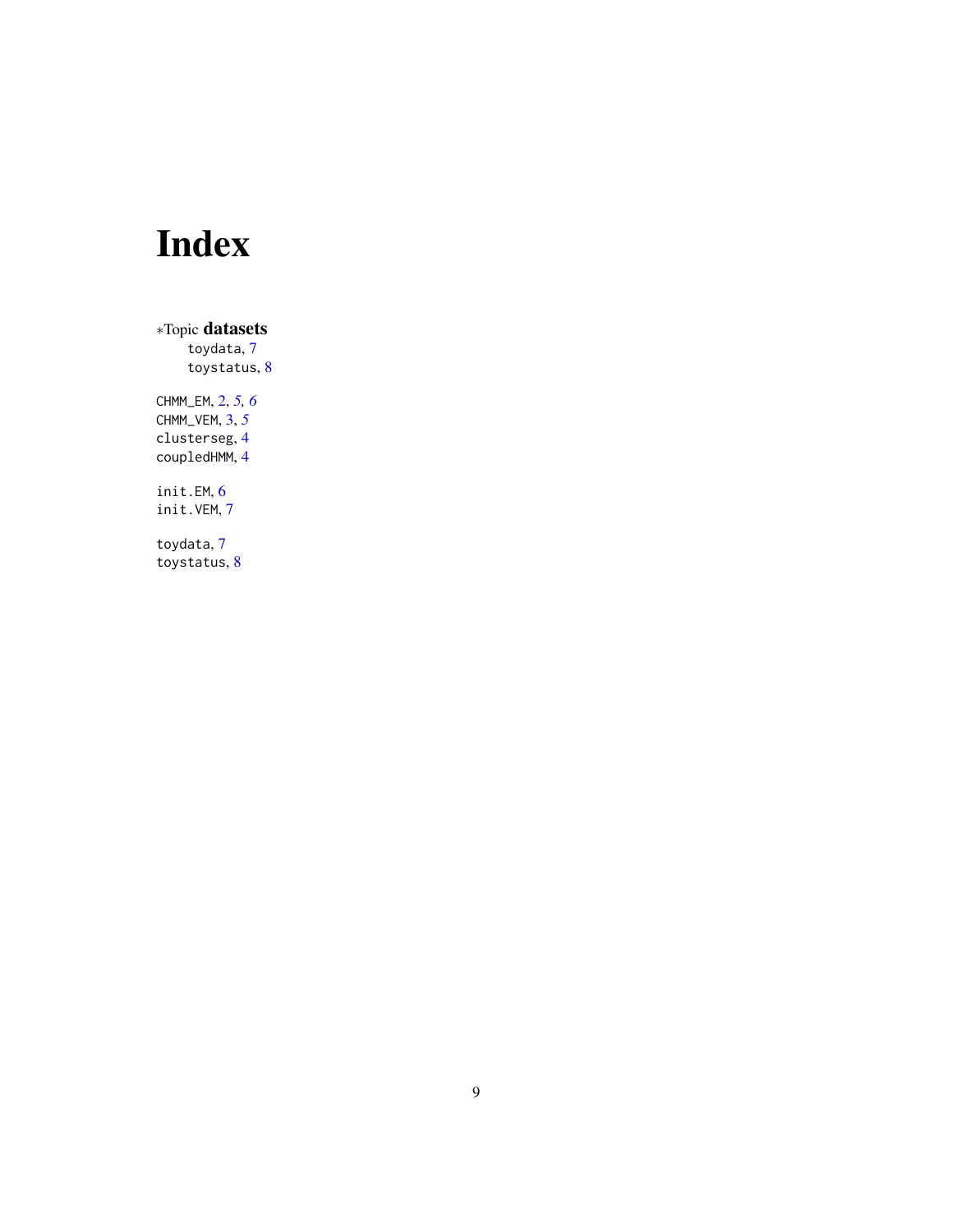# Index

*Topic **datasets**

toydata, 7
toystatus, 8

CHMM_EM, 2, *5*, *6*
CHMM_VEM, 3, *5*
clusterseg, 4
coupledHMM, 4

init.EM, 6
init.VEM, 7

toydata, 7
toystatus, 8